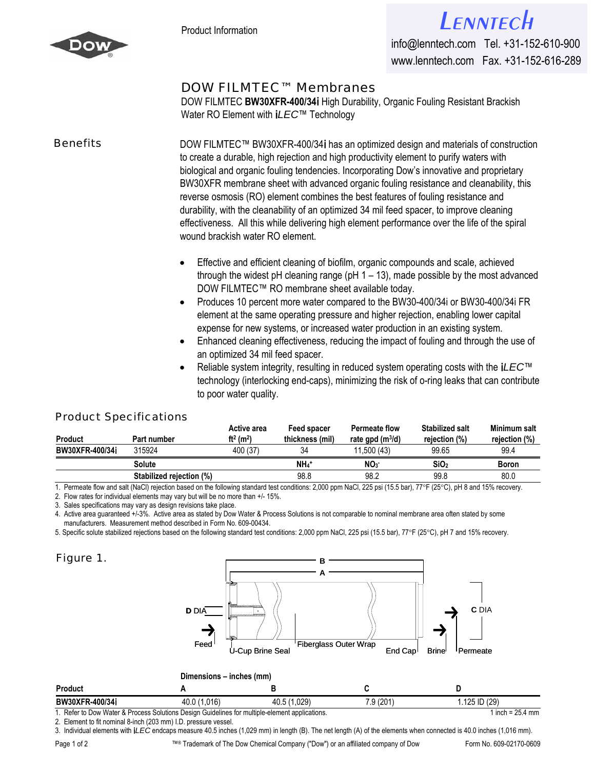Product Information

**LENNTECH**

info@lenntech.com Tel. +31-152-610-900
www.lenntech.com Fax. +31-152-616-289

# DOW FILMTEC™ Membranes

DOW FILMTEC **BW30XFR-400/34i** High Durability, Organic Fouling Resistant Brackish Water RO Element with *iLEC*™ Technology

## Benefits

DOW FILMTEC™ BW30XFR-400/34**i** has an optimized design and materials of construction to create a durable, high rejection and high productivity element to purify waters with biological and organic fouling tendencies. Incorporating Dow's innovative and proprietary BW30XFR membrane sheet with advanced organic fouling resistance and cleanability, this reverse osmosis (RO) element combines the best features of fouling resistance and durability, with the cleanability of an optimized 34 mil feed spacer, to improve cleaning effectiveness. All this while delivering high element performance over the life of the spiral wound brackish water RO element.

- Effective and efficient cleaning of biofilm, organic compounds and scale, achieved through the widest pH cleaning range (pH 1 – 13), made possible by the most advanced DOW FILMTEC™ RO membrane sheet available today.
- Produces 10 percent more water compared to the BW30-400/34i or BW30-400/34i FR element at the same operating pressure and higher rejection, enabling lower capital expense for new systems, or increased water production in an existing system.
- Enhanced cleaning effectiveness, reducing the impact of fouling and through the use of an optimized 34 mil feed spacer.
- Reliable system integrity, resulting in reduced system operating costs with the *iLEC*™ technology (interlocking end-caps), minimizing the risk of o-ring leaks that can contribute to poor water quality.

## Product Specifications

| Product | Part number | Active area ft² (m²) | Feed spacer thickness (mil) | Permeate flow rate gpd (m³/d) | Stabilized salt rejection (%) | Minimum salt rejection (%) |
|---|---|---|---|---|---|---|
| BW30XFR-400/34i | 315924 | 400 (37) | 34 | 11,500 (43) | 99.65 | 99.4 |
| | **Solute** | | $NH_4^+$ | $NO_3^-$ | $SiO_2$ | Boron |
| | **Stabilized rejection (%)** | | 98.8 | 98.2 | 99.8 | 80.0 |

1. Permeate flow and salt (NaCl) rejection based on the following standard test conditions: 2,000 ppm NaCl, 225 psi (15.5 bar), 77°F (25°C), pH 8 and 15% recovery.
2. Flow rates for individual elements may vary but will be no more than +/- 15%.
3. Sales specifications may vary as design revisions take place.
4. Active area guaranteed +/-3%. Active area as stated by Dow Water & Process Solutions is not comparable to nominal membrane area often stated by some manufacturers. Measurement method described in Form No. 609-00434.
5. Specific solute stabilized rejections based on the following standard test conditions: 2,000 ppm NaCl, 225 psi (15.5 bar), 77°F (25°C), pH 7 and 15% recovery.

## Figure 1.

B
A
D DIA
C DIA
Feed
U-Cup Brine Seal
Fiberglass Outer Wrap
End Cap
Brine
Permeate

| | Dimensions – inches (mm) | | | |
|---|---|---|---|---|
| **Product** | **A** | **B** | **C** | **D** |
| BW30XFR-400/34i | 40.0 (1,016) | 40.5 (1,029) | 7.9 (201) | 1.125 ID (29) |

1. Refer to Dow Water & Process Solutions Design Guidelines for multiple-element applications. 1 inch = 25.4 mm
2. Element to fit nominal 8-inch (203 mm) I.D. pressure vessel.
3. Individual elements with *iLEC* endcaps measure 40.5 inches (1,029 mm) in length (B). The net length (A) of the elements when connected is 40.0 inches (1,016 mm).

™® Trademark of The Dow Chemical Company ("Dow") or an affiliated company of Dow    Form No. 609-02170-0609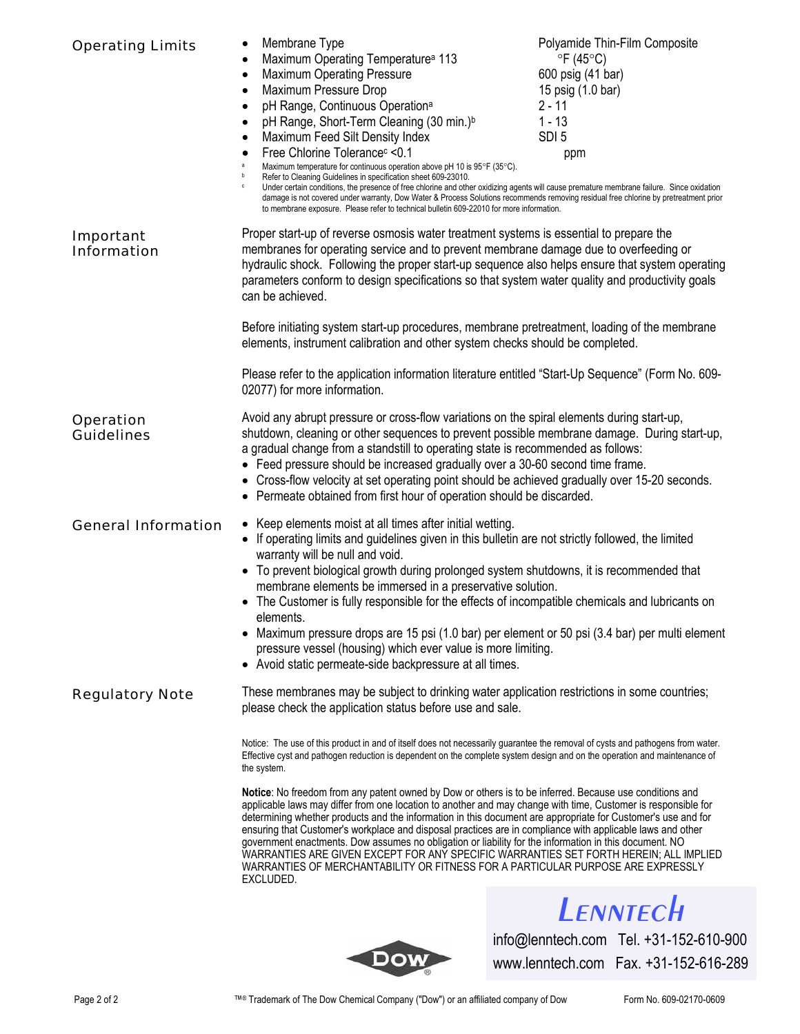## Operating Limits

| | |
|---|---|
| • Membrane Type | Polyamide Thin-Film Composite |
| • Maximum Operating Temperature[a] | 113 °F (45°C) |
| • Maximum Operating Pressure | 600 psig (41 bar) |
| • Maximum Pressure Drop | 15 psig (1.0 bar) |
| • pH Range, Continuous Operation[a] | 2 - 11 |
| • pH Range, Short-Term Cleaning (30 min.)[b] | 1 - 13 |
| • Maximum Feed Silt Density Index | SDI 5 |
| • Free Chlorine Tolerance[c] | <0.1 ppm |

[a] Maximum temperature for continuous operation above pH 10 is 95°F (35°C).

[b] Refer to Cleaning Guidelines in specification sheet 609-23010.

[c] Under certain conditions, the presence of free chlorine and other oxidizing agents will cause premature membrane failure. Since oxidation damage is not covered under warranty, Dow Water & Process Solutions recommends removing residual free chlorine by pretreatment prior to membrane exposure. Please refer to technical bulletin 609-22010 for more information.

## Important Information

Proper start-up of reverse osmosis water treatment systems is essential to prepare the membranes for operating service and to prevent membrane damage due to overfeeding or hydraulic shock. Following the proper start-up sequence also helps ensure that system operating parameters conform to design specifications so that system water quality and productivity goals can be achieved.

Before initiating system start-up procedures, membrane pretreatment, loading of the membrane elements, instrument calibration and other system checks should be completed.

Please refer to the application information literature entitled "Start-Up Sequence" (Form No. 609-02077) for more information.

## Operation Guidelines

Avoid any abrupt pressure or cross-flow variations on the spiral elements during start-up, shutdown, cleaning or other sequences to prevent possible membrane damage. During start-up, a gradual change from a standstill to operating state is recommended as follows:

- Feed pressure should be increased gradually over a 30-60 second time frame.
- Cross-flow velocity at set operating point should be achieved gradually over 15-20 seconds.
- Permeate obtained from first hour of operation should be discarded.

## General Information

- Keep elements moist at all times after initial wetting.
- If operating limits and guidelines given in this bulletin are not strictly followed, the limited warranty will be null and void.
- To prevent biological growth during prolonged system shutdowns, it is recommended that membrane elements be immersed in a preservative solution.
- The Customer is fully responsible for the effects of incompatible chemicals and lubricants on elements.
- Maximum pressure drops are 15 psi (1.0 bar) per element or 50 psi (3.4 bar) per multi element pressure vessel (housing) which ever value is more limiting.
- Avoid static permeate-side backpressure at all times.

## Regulatory Note

These membranes may be subject to drinking water application restrictions in some countries; please check the application status before use and sale.

Notice: The use of this product in and of itself does not necessarily guarantee the removal of cysts and pathogens from water. Effective cyst and pathogen reduction is dependent on the complete system design and on the operation and maintenance of the system.

**Notice**: No freedom from any patent owned by Dow or others is to be inferred. Because use conditions and applicable laws may differ from one location to another and may change with time, Customer is responsible for determining whether products and the information in this document are appropriate for Customer's use and for ensuring that Customer's workplace and disposal practices are in compliance with applicable laws and other government enactments. Dow assumes no obligation or liability for the information in this document. NO WARRANTIES ARE GIVEN EXCEPT FOR ANY SPECIFIC WARRANTIES SET FORTH HEREIN; ALL IMPLIED WARRANTIES OF MERCHANTABILITY OR FITNESS FOR A PARTICULAR PURPOSE ARE EXPRESSLY EXCLUDED.

LENNTECH

info@lenntech.com Tel. +31-152-610-900

www.lenntech.com Fax. +31-152-616-289

™® Trademark of The Dow Chemical Company ("Dow") or an affiliated company of Dow

Form No. 609-02170-0609